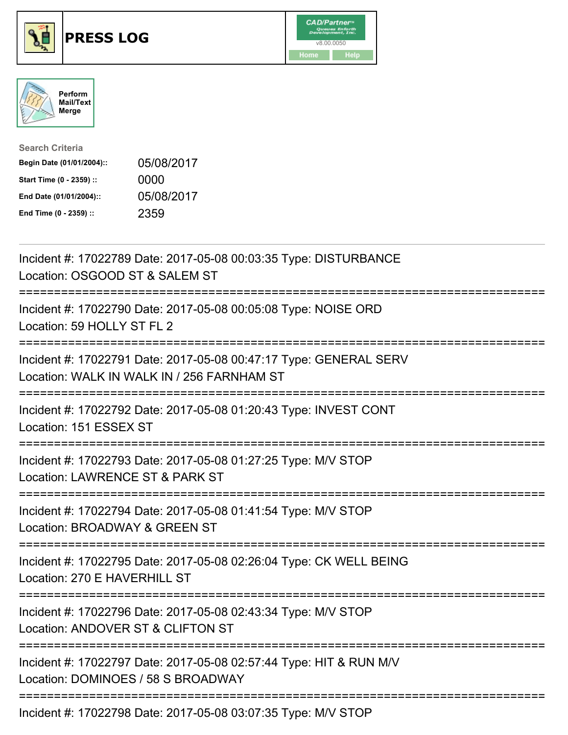# PRESS LOG

CAD/Partner v8.00.0050

Home Help

Perform Mail/Text Merge

**Search Criteria**

| | |
|---|---|
| **Begin Date (01/01/2004)::** | 05/08/2017 |
| **Start Time (0 - 2359) ::** | 0000 |
| **End Date (01/01/2004)::** | 05/08/2017 |
| **End Time (0 - 2359) ::** | 2359 |

Incident #: 17022789 Date: 2017-05-08 00:03:35 Type: DISTURBANCE
Location: OSGOOD ST & SALEM ST

===========================================================================

Incident #: 17022790 Date: 2017-05-08 00:05:08 Type: NOISE ORD
Location: 59 HOLLY ST FL 2

===========================================================================

Incident #: 17022791 Date: 2017-05-08 00:47:17 Type: GENERAL SERV
Location: WALK IN WALK IN / 256 FARNHAM ST

===========================================================================

Incident #: 17022792 Date: 2017-05-08 01:20:43 Type: INVEST CONT
Location: 151 ESSEX ST

===========================================================================

Incident #: 17022793 Date: 2017-05-08 01:27:25 Type: M/V STOP
Location: LAWRENCE ST & PARK ST

===========================================================================

Incident #: 17022794 Date: 2017-05-08 01:41:54 Type: M/V STOP
Location: BROADWAY & GREEN ST

===========================================================================

Incident #: 17022795 Date: 2017-05-08 02:26:04 Type: CK WELL BEING
Location: 270 E HAVERHILL ST

===========================================================================

Incident #: 17022796 Date: 2017-05-08 02:43:34 Type: M/V STOP
Location: ANDOVER ST & CLIFTON ST

===========================================================================

Incident #: 17022797 Date: 2017-05-08 02:57:44 Type: HIT & RUN M/V
Location: DOMINOES / 58 S BROADWAY

===========================================================================

Incident #: 17022798 Date: 2017-05-08 03:07:35 Type: M/V STOP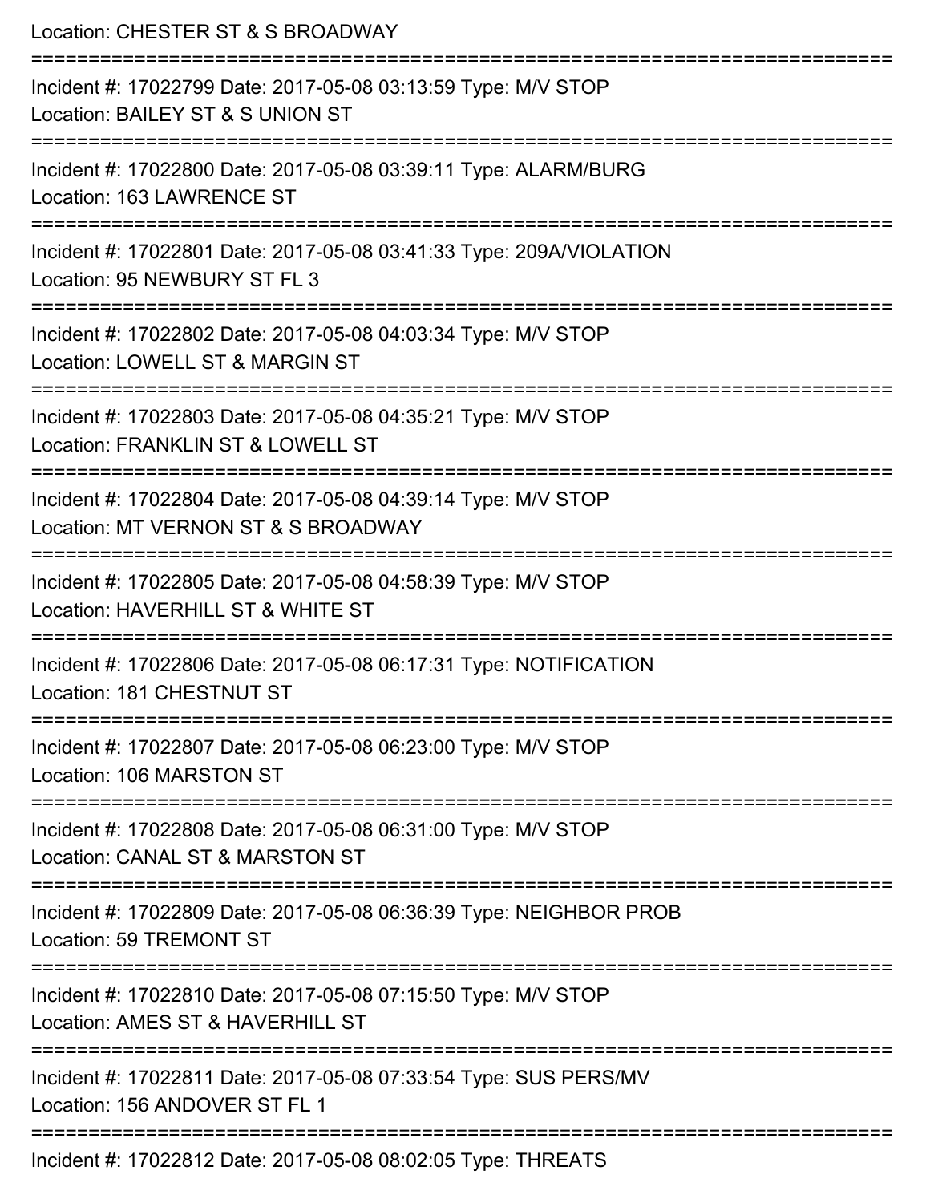Location: CHESTER ST & S BROADWAY

===========================================================================

Incident #: 17022799 Date: 2017-05-08 03:13:59 Type: M/V STOP

Location: BAILEY ST & S UNION ST

===========================================================================

Incident #: 17022800 Date: 2017-05-08 03:39:11 Type: ALARM/BURG

Location: 163 LAWRENCE ST

===========================================================================

Incident #: 17022801 Date: 2017-05-08 03:41:33 Type: 209A/VIOLATION

Location: 95 NEWBURY ST FL 3

===========================================================================

Incident #: 17022802 Date: 2017-05-08 04:03:34 Type: M/V STOP

Location: LOWELL ST & MARGIN ST

===========================================================================

Incident #: 17022803 Date: 2017-05-08 04:35:21 Type: M/V STOP

Location: FRANKLIN ST & LOWELL ST

===========================================================================

Incident #: 17022804 Date: 2017-05-08 04:39:14 Type: M/V STOP

Location: MT VERNON ST & S BROADWAY

===========================================================================

Incident #: 17022805 Date: 2017-05-08 04:58:39 Type: M/V STOP

Location: HAVERHILL ST & WHITE ST

===========================================================================

Incident #: 17022806 Date: 2017-05-08 06:17:31 Type: NOTIFICATION

Location: 181 CHESTNUT ST

===========================================================================

Incident #: 17022807 Date: 2017-05-08 06:23:00 Type: M/V STOP

Location: 106 MARSTON ST

===========================================================================

Incident #: 17022808 Date: 2017-05-08 06:31:00 Type: M/V STOP

Location: CANAL ST & MARSTON ST

===========================================================================

Incident #: 17022809 Date: 2017-05-08 06:36:39 Type: NEIGHBOR PROB

Location: 59 TREMONT ST

===========================================================================

Incident #: 17022810 Date: 2017-05-08 07:15:50 Type: M/V STOP

Location: AMES ST & HAVERHILL ST

===========================================================================

Incident #: 17022811 Date: 2017-05-08 07:33:54 Type: SUS PERS/MV

Location: 156 ANDOVER ST FL 1

===========================================================================

Incident #: 17022812 Date: 2017-05-08 08:02:05 Type: THREATS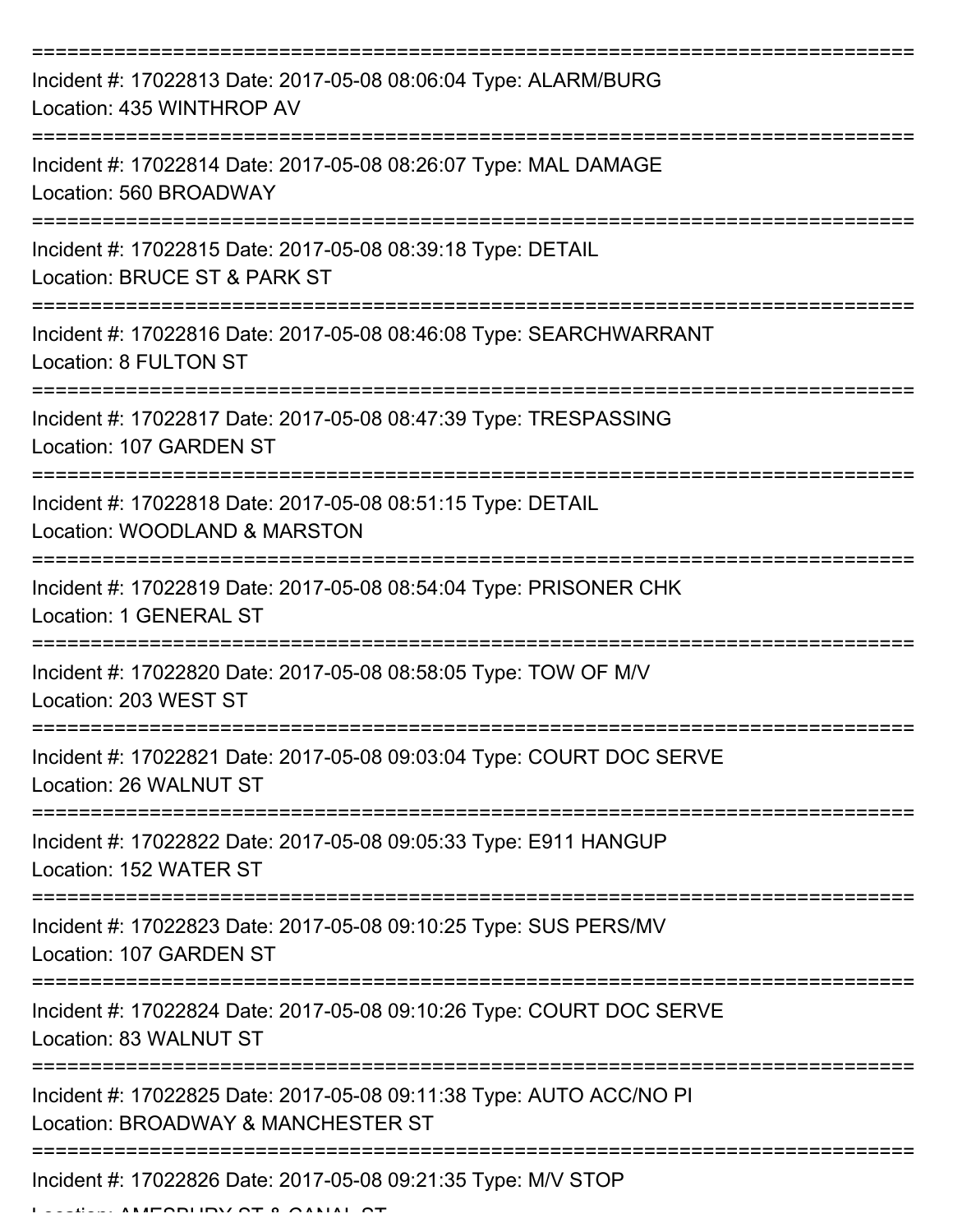===========================================================================

Incident #: 17022813 Date: 2017-05-08 08:06:04 Type: ALARM/BURG
Location: 435 WINTHROP AV

===========================================================================

Incident #: 17022814 Date: 2017-05-08 08:26:07 Type: MAL DAMAGE
Location: 560 BROADWAY

===========================================================================

Incident #: 17022815 Date: 2017-05-08 08:39:18 Type: DETAIL
Location: BRUCE ST & PARK ST

===========================================================================

Incident #: 17022816 Date: 2017-05-08 08:46:08 Type: SEARCHWARRANT
Location: 8 FULTON ST

===========================================================================

Incident #: 17022817 Date: 2017-05-08 08:47:39 Type: TRESPASSING
Location: 107 GARDEN ST

===========================================================================

Incident #: 17022818 Date: 2017-05-08 08:51:15 Type: DETAIL
Location: WOODLAND & MARSTON

===========================================================================

Incident #: 17022819 Date: 2017-05-08 08:54:04 Type: PRISONER CHK
Location: 1 GENERAL ST

===========================================================================

Incident #: 17022820 Date: 2017-05-08 08:58:05 Type: TOW OF M/V
Location: 203 WEST ST

===========================================================================

Incident #: 17022821 Date: 2017-05-08 09:03:04 Type: COURT DOC SERVE
Location: 26 WALNUT ST

===========================================================================

Incident #: 17022822 Date: 2017-05-08 09:05:33 Type: E911 HANGUP
Location: 152 WATER ST

===========================================================================

Incident #: 17022823 Date: 2017-05-08 09:10:25 Type: SUS PERS/MV
Location: 107 GARDEN ST

===========================================================================

Incident #: 17022824 Date: 2017-05-08 09:10:26 Type: COURT DOC SERVE
Location: 83 WALNUT ST

===========================================================================

Incident #: 17022825 Date: 2017-05-08 09:11:38 Type: AUTO ACC/NO PI
Location: BROADWAY & MANCHESTER ST

===========================================================================

Incident #: 17022826 Date: 2017-05-08 09:21:35 Type: M/V STOP
Location: AMESBURY ST & CANAL ST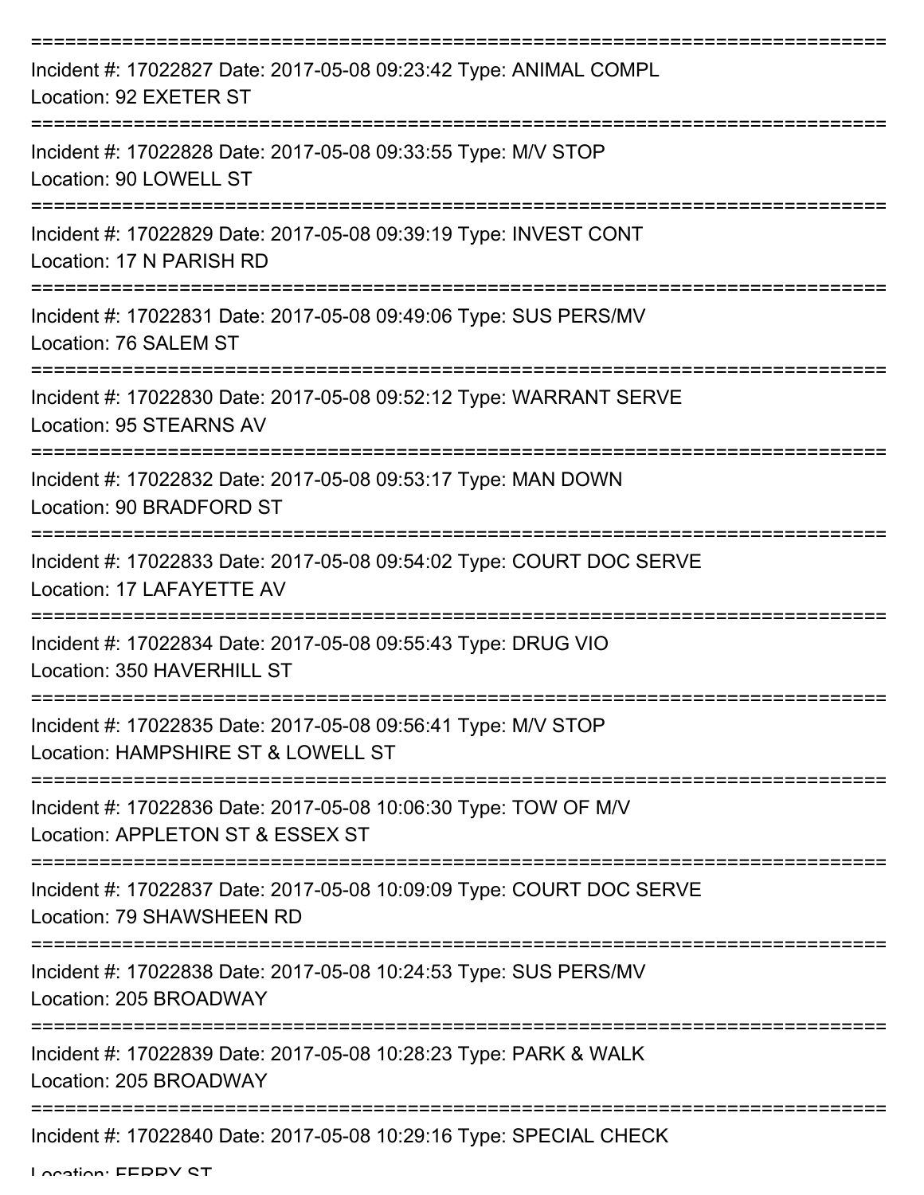===========================================================================

Incident #: 17022827 Date: 2017-05-08 09:23:42 Type: ANIMAL COMPL
Location: 92 EXETER ST

===========================================================================

Incident #: 17022828 Date: 2017-05-08 09:33:55 Type: M/V STOP
Location: 90 LOWELL ST

===========================================================================

Incident #: 17022829 Date: 2017-05-08 09:39:19 Type: INVEST CONT
Location: 17 N PARISH RD

===========================================================================

Incident #: 17022831 Date: 2017-05-08 09:49:06 Type: SUS PERS/MV
Location: 76 SALEM ST

===========================================================================

Incident #: 17022830 Date: 2017-05-08 09:52:12 Type: WARRANT SERVE
Location: 95 STEARNS AV

===========================================================================

Incident #: 17022832 Date: 2017-05-08 09:53:17 Type: MAN DOWN
Location: 90 BRADFORD ST

===========================================================================

Incident #: 17022833 Date: 2017-05-08 09:54:02 Type: COURT DOC SERVE
Location: 17 LAFAYETTE AV

===========================================================================

Incident #: 17022834 Date: 2017-05-08 09:55:43 Type: DRUG VIO
Location: 350 HAVERHILL ST

===========================================================================

Incident #: 17022835 Date: 2017-05-08 09:56:41 Type: M/V STOP
Location: HAMPSHIRE ST & LOWELL ST

===========================================================================

Incident #: 17022836 Date: 2017-05-08 10:06:30 Type: TOW OF M/V
Location: APPLETON ST & ESSEX ST

===========================================================================

Incident #: 17022837 Date: 2017-05-08 10:09:09 Type: COURT DOC SERVE
Location: 79 SHAWSHEEN RD

===========================================================================

Incident #: 17022838 Date: 2017-05-08 10:24:53 Type: SUS PERS/MV
Location: 205 BROADWAY

===========================================================================

Incident #: 17022839 Date: 2017-05-08 10:28:23 Type: PARK & WALK
Location: 205 BROADWAY

===========================================================================

Incident #: 17022840 Date: 2017-05-08 10:29:16 Type: SPECIAL CHECK
Location: FERRY ST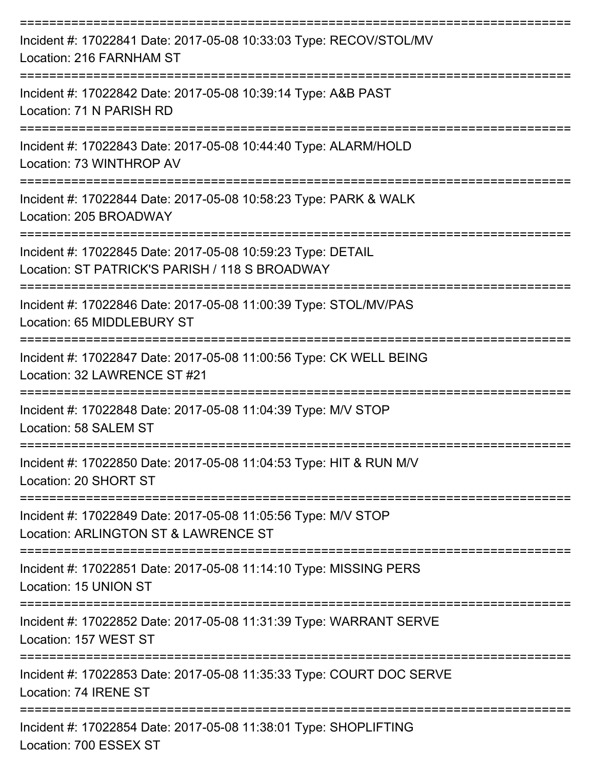===========================================================================
Incident #: 17022841 Date: 2017-05-08 10:33:03 Type: RECOV/STOL/MV
Location: 216 FARNHAM ST
===========================================================================
Incident #: 17022842 Date: 2017-05-08 10:39:14 Type: A&B PAST
Location: 71 N PARISH RD
===========================================================================
Incident #: 17022843 Date: 2017-05-08 10:44:40 Type: ALARM/HOLD
Location: 73 WINTHROP AV
===========================================================================
Incident #: 17022844 Date: 2017-05-08 10:58:23 Type: PARK & WALK
Location: 205 BROADWAY
===========================================================================
Incident #: 17022845 Date: 2017-05-08 10:59:23 Type: DETAIL
Location: ST PATRICK'S PARISH / 118 S BROADWAY
===========================================================================
Incident #: 17022846 Date: 2017-05-08 11:00:39 Type: STOL/MV/PAS
Location: 65 MIDDLEBURY ST
===========================================================================
Incident #: 17022847 Date: 2017-05-08 11:00:56 Type: CK WELL BEING
Location: 32 LAWRENCE ST #21
===========================================================================
Incident #: 17022848 Date: 2017-05-08 11:04:39 Type: M/V STOP
Location: 58 SALEM ST
===========================================================================
Incident #: 17022850 Date: 2017-05-08 11:04:53 Type: HIT & RUN M/V
Location: 20 SHORT ST
===========================================================================
Incident #: 17022849 Date: 2017-05-08 11:05:56 Type: M/V STOP
Location: ARLINGTON ST & LAWRENCE ST
===========================================================================
Incident #: 17022851 Date: 2017-05-08 11:14:10 Type: MISSING PERS
Location: 15 UNION ST
===========================================================================
Incident #: 17022852 Date: 2017-05-08 11:31:39 Type: WARRANT SERVE
Location: 157 WEST ST
===========================================================================
Incident #: 17022853 Date: 2017-05-08 11:35:33 Type: COURT DOC SERVE
Location: 74 IRENE ST
===========================================================================
Incident #: 17022854 Date: 2017-05-08 11:38:01 Type: SHOPLIFTING
Location: 700 ESSEX ST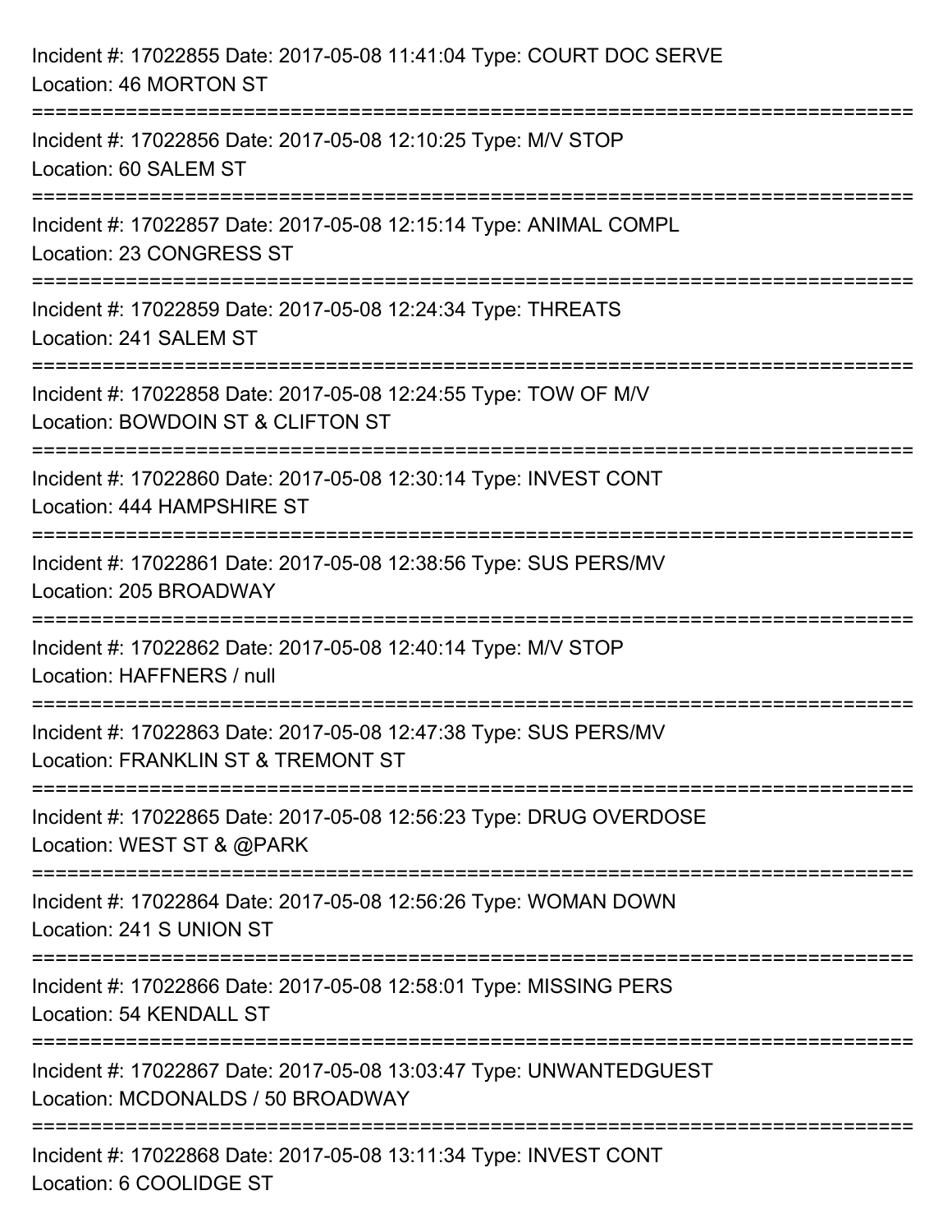Incident #: 17022855 Date: 2017-05-08 11:41:04 Type: COURT DOC SERVE
Location: 46 MORTON ST

===========================================================================

Incident #: 17022856 Date: 2017-05-08 12:10:25 Type: M/V STOP
Location: 60 SALEM ST

===========================================================================

Incident #: 17022857 Date: 2017-05-08 12:15:14 Type: ANIMAL COMPL
Location: 23 CONGRESS ST

===========================================================================

Incident #: 17022859 Date: 2017-05-08 12:24:34 Type: THREATS
Location: 241 SALEM ST

===========================================================================

Incident #: 17022858 Date: 2017-05-08 12:24:55 Type: TOW OF M/V
Location: BOWDOIN ST & CLIFTON ST

===========================================================================

Incident #: 17022860 Date: 2017-05-08 12:30:14 Type: INVEST CONT
Location: 444 HAMPSHIRE ST

===========================================================================

Incident #: 17022861 Date: 2017-05-08 12:38:56 Type: SUS PERS/MV
Location: 205 BROADWAY

===========================================================================

Incident #: 17022862 Date: 2017-05-08 12:40:14 Type: M/V STOP
Location: HAFFNERS / null

===========================================================================

Incident #: 17022863 Date: 2017-05-08 12:47:38 Type: SUS PERS/MV
Location: FRANKLIN ST & TREMONT ST

===========================================================================

Incident #: 17022865 Date: 2017-05-08 12:56:23 Type: DRUG OVERDOSE
Location: WEST ST & @PARK

===========================================================================

Incident #: 17022864 Date: 2017-05-08 12:56:26 Type: WOMAN DOWN
Location: 241 S UNION ST

===========================================================================

Incident #: 17022866 Date: 2017-05-08 12:58:01 Type: MISSING PERS
Location: 54 KENDALL ST

===========================================================================

Incident #: 17022867 Date: 2017-05-08 13:03:47 Type: UNWANTEDGUEST
Location: MCDONALDS / 50 BROADWAY

===========================================================================

Incident #: 17022868 Date: 2017-05-08 13:11:34 Type: INVEST CONT
Location: 6 COOLIDGE ST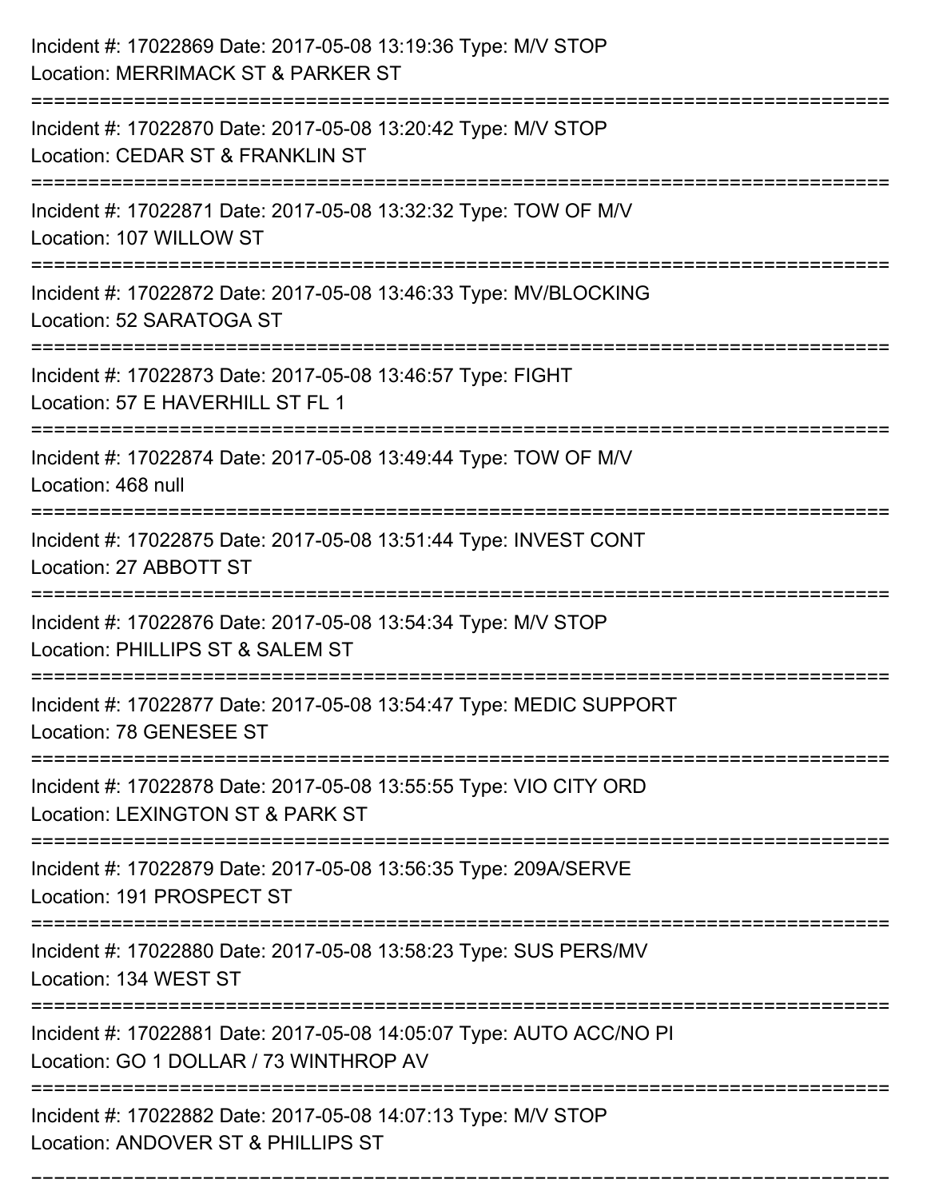Incident #: 17022869 Date: 2017-05-08 13:19:36 Type: M/V STOP
Location: MERRIMACK ST & PARKER ST

===========================================================================

Incident #: 17022870 Date: 2017-05-08 13:20:42 Type: M/V STOP
Location: CEDAR ST & FRANKLIN ST

===========================================================================

Incident #: 17022871 Date: 2017-05-08 13:32:32 Type: TOW OF M/V
Location: 107 WILLOW ST

===========================================================================

Incident #: 17022872 Date: 2017-05-08 13:46:33 Type: MV/BLOCKING
Location: 52 SARATOGA ST

===========================================================================

Incident #: 17022873 Date: 2017-05-08 13:46:57 Type: FIGHT
Location: 57 E HAVERHILL ST FL 1

===========================================================================

Incident #: 17022874 Date: 2017-05-08 13:49:44 Type: TOW OF M/V
Location: 468 null

===========================================================================

Incident #: 17022875 Date: 2017-05-08 13:51:44 Type: INVEST CONT
Location: 27 ABBOTT ST

===========================================================================

Incident #: 17022876 Date: 2017-05-08 13:54:34 Type: M/V STOP
Location: PHILLIPS ST & SALEM ST

===========================================================================

Incident #: 17022877 Date: 2017-05-08 13:54:47 Type: MEDIC SUPPORT
Location: 78 GENESEE ST

===========================================================================

Incident #: 17022878 Date: 2017-05-08 13:55:55 Type: VIO CITY ORD
Location: LEXINGTON ST & PARK ST

===========================================================================

Incident #: 17022879 Date: 2017-05-08 13:56:35 Type: 209A/SERVE
Location: 191 PROSPECT ST

===========================================================================

Incident #: 17022880 Date: 2017-05-08 13:58:23 Type: SUS PERS/MV
Location: 134 WEST ST

===========================================================================

Incident #: 17022881 Date: 2017-05-08 14:05:07 Type: AUTO ACC/NO PI
Location: GO 1 DOLLAR / 73 WINTHROP AV

===========================================================================

Incident #: 17022882 Date: 2017-05-08 14:07:13 Type: M/V STOP
Location: ANDOVER ST & PHILLIPS ST

===========================================================================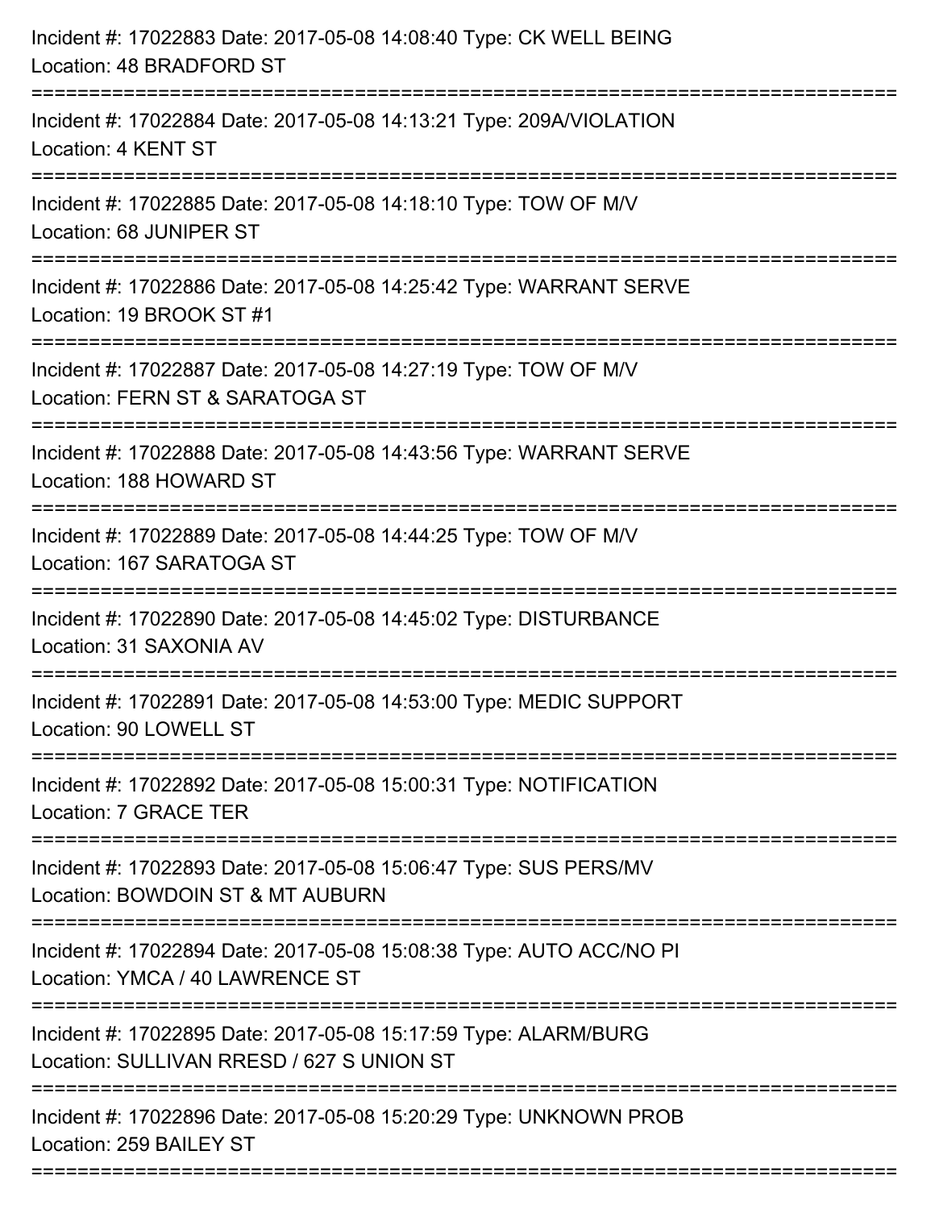Incident #: 17022883 Date: 2017-05-08 14:08:40 Type: CK WELL BEING
Location: 48 BRADFORD ST

===========================================================================

Incident #: 17022884 Date: 2017-05-08 14:13:21 Type: 209A/VIOLATION
Location: 4 KENT ST

===========================================================================

Incident #: 17022885 Date: 2017-05-08 14:18:10 Type: TOW OF M/V
Location: 68 JUNIPER ST

===========================================================================

Incident #: 17022886 Date: 2017-05-08 14:25:42 Type: WARRANT SERVE
Location: 19 BROOK ST #1

===========================================================================

Incident #: 17022887 Date: 2017-05-08 14:27:19 Type: TOW OF M/V
Location: FERN ST & SARATOGA ST

===========================================================================

Incident #: 17022888 Date: 2017-05-08 14:43:56 Type: WARRANT SERVE
Location: 188 HOWARD ST

===========================================================================

Incident #: 17022889 Date: 2017-05-08 14:44:25 Type: TOW OF M/V
Location: 167 SARATOGA ST

===========================================================================

Incident #: 17022890 Date: 2017-05-08 14:45:02 Type: DISTURBANCE
Location: 31 SAXONIA AV

===========================================================================

Incident #: 17022891 Date: 2017-05-08 14:53:00 Type: MEDIC SUPPORT
Location: 90 LOWELL ST

===========================================================================

Incident #: 17022892 Date: 2017-05-08 15:00:31 Type: NOTIFICATION
Location: 7 GRACE TER

===========================================================================

Incident #: 17022893 Date: 2017-05-08 15:06:47 Type: SUS PERS/MV
Location: BOWDOIN ST & MT AUBURN

===========================================================================

Incident #: 17022894 Date: 2017-05-08 15:08:38 Type: AUTO ACC/NO PI
Location: YMCA / 40 LAWRENCE ST

===========================================================================

Incident #: 17022895 Date: 2017-05-08 15:17:59 Type: ALARM/BURG
Location: SULLIVAN RRESD / 627 S UNION ST

===========================================================================

Incident #: 17022896 Date: 2017-05-08 15:20:29 Type: UNKNOWN PROB
Location: 259 BAILEY ST

===========================================================================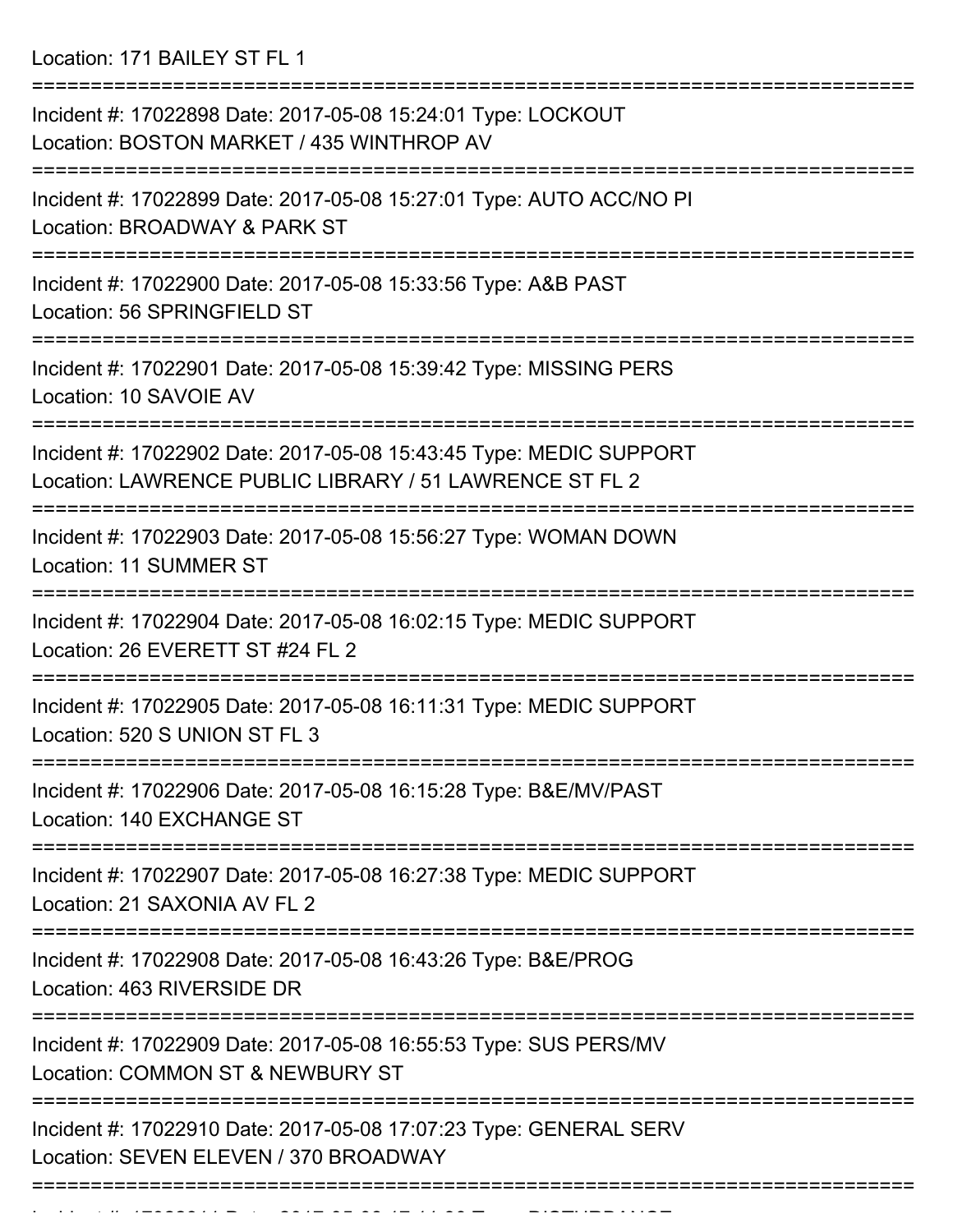Location: 171 BAILEY ST FL 1

===========================================================================

Incident #: 17022898 Date: 2017-05-08 15:24:01 Type: LOCKOUT
Location: BOSTON MARKET / 435 WINTHROP AV

===========================================================================

Incident #: 17022899 Date: 2017-05-08 15:27:01 Type: AUTO ACC/NO PI
Location: BROADWAY & PARK ST

===========================================================================

Incident #: 17022900 Date: 2017-05-08 15:33:56 Type: A&B PAST
Location: 56 SPRINGFIELD ST

===========================================================================

Incident #: 17022901 Date: 2017-05-08 15:39:42 Type: MISSING PERS
Location: 10 SAVOIE AV

===========================================================================

Incident #: 17022902 Date: 2017-05-08 15:43:45 Type: MEDIC SUPPORT
Location: LAWRENCE PUBLIC LIBRARY / 51 LAWRENCE ST FL 2

===========================================================================

Incident #: 17022903 Date: 2017-05-08 15:56:27 Type: WOMAN DOWN
Location: 11 SUMMER ST

===========================================================================

Incident #: 17022904 Date: 2017-05-08 16:02:15 Type: MEDIC SUPPORT
Location: 26 EVERETT ST #24 FL 2

===========================================================================

Incident #: 17022905 Date: 2017-05-08 16:11:31 Type: MEDIC SUPPORT
Location: 520 S UNION ST FL 3

===========================================================================

Incident #: 17022906 Date: 2017-05-08 16:15:28 Type: B&E/MV/PAST
Location: 140 EXCHANGE ST

===========================================================================

Incident #: 17022907 Date: 2017-05-08 16:27:38 Type: MEDIC SUPPORT
Location: 21 SAXONIA AV FL 2

===========================================================================

Incident #: 17022908 Date: 2017-05-08 16:43:26 Type: B&E/PROG
Location: 463 RIVERSIDE DR

===========================================================================

Incident #: 17022909 Date: 2017-05-08 16:55:53 Type: SUS PERS/MV
Location: COMMON ST & NEWBURY ST

===========================================================================

Incident #: 17022910 Date: 2017-05-08 17:07:23 Type: GENERAL SERV
Location: SEVEN ELEVEN / 370 BROADWAY

===========================================================================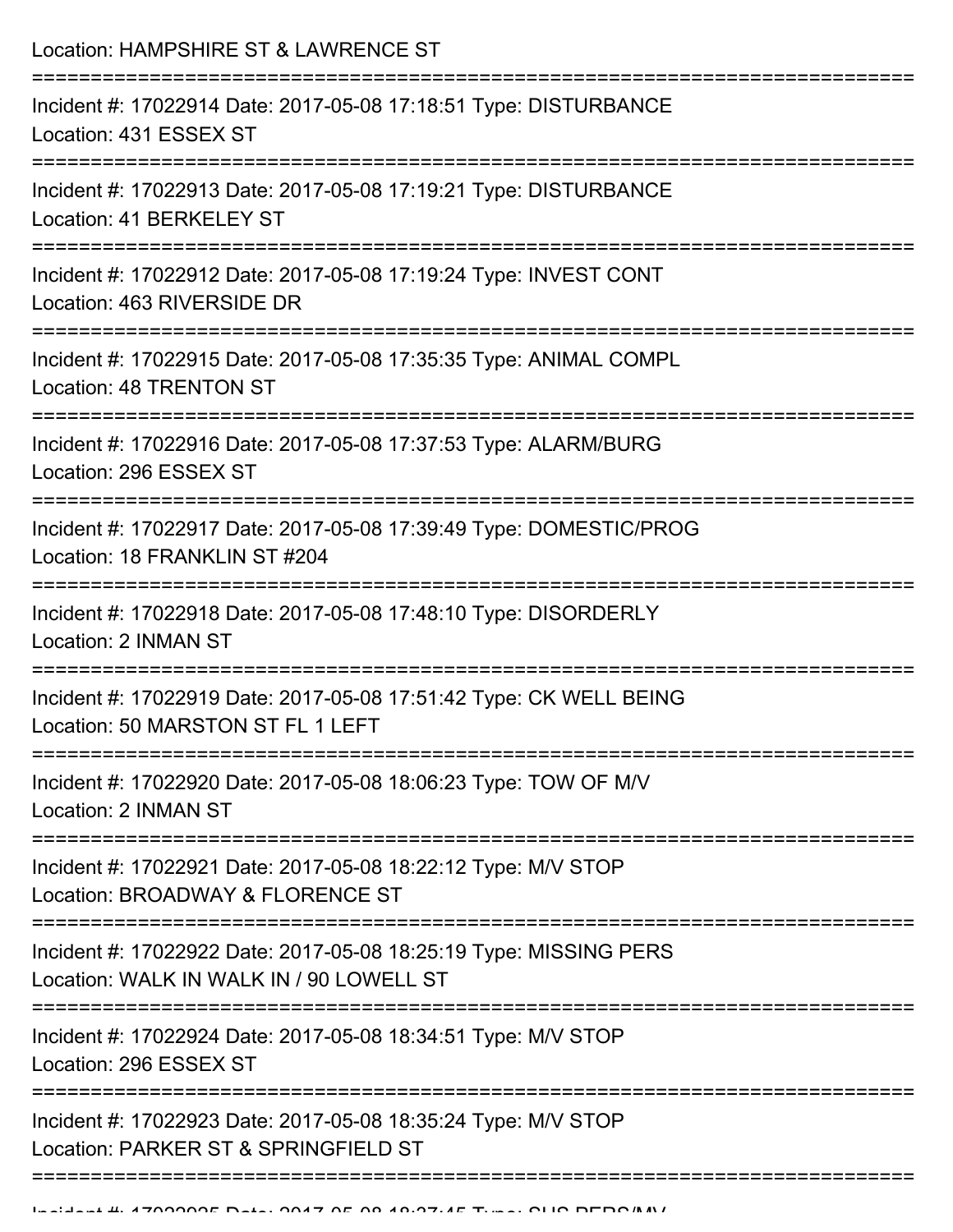Location: HAMPSHIRE ST & LAWRENCE ST

===========================================================================

Incident #: 17022914 Date: 2017-05-08 17:18:51 Type: DISTURBANCE
Location: 431 ESSEX ST

===========================================================================

Incident #: 17022913 Date: 2017-05-08 17:19:21 Type: DISTURBANCE
Location: 41 BERKELEY ST

===========================================================================

Incident #: 17022912 Date: 2017-05-08 17:19:24 Type: INVEST CONT
Location: 463 RIVERSIDE DR

===========================================================================

Incident #: 17022915 Date: 2017-05-08 17:35:35 Type: ANIMAL COMPL
Location: 48 TRENTON ST

===========================================================================

Incident #: 17022916 Date: 2017-05-08 17:37:53 Type: ALARM/BURG
Location: 296 ESSEX ST

===========================================================================

Incident #: 17022917 Date: 2017-05-08 17:39:49 Type: DOMESTIC/PROG
Location: 18 FRANKLIN ST #204

===========================================================================

Incident #: 17022918 Date: 2017-05-08 17:48:10 Type: DISORDERLY
Location: 2 INMAN ST

===========================================================================

Incident #: 17022919 Date: 2017-05-08 17:51:42 Type: CK WELL BEING
Location: 50 MARSTON ST FL 1 LEFT

===========================================================================

Incident #: 17022920 Date: 2017-05-08 18:06:23 Type: TOW OF M/V
Location: 2 INMAN ST

===========================================================================

Incident #: 17022921 Date: 2017-05-08 18:22:12 Type: M/V STOP
Location: BROADWAY & FLORENCE ST

===========================================================================

Incident #: 17022922 Date: 2017-05-08 18:25:19 Type: MISSING PERS
Location: WALK IN WALK IN / 90 LOWELL ST

===========================================================================

Incident #: 17022924 Date: 2017-05-08 18:34:51 Type: M/V STOP
Location: 296 ESSEX ST

===========================================================================

Incident #: 17022923 Date: 2017-05-08 18:35:24 Type: M/V STOP
Location: PARKER ST & SPRINGFIELD ST

===========================================================================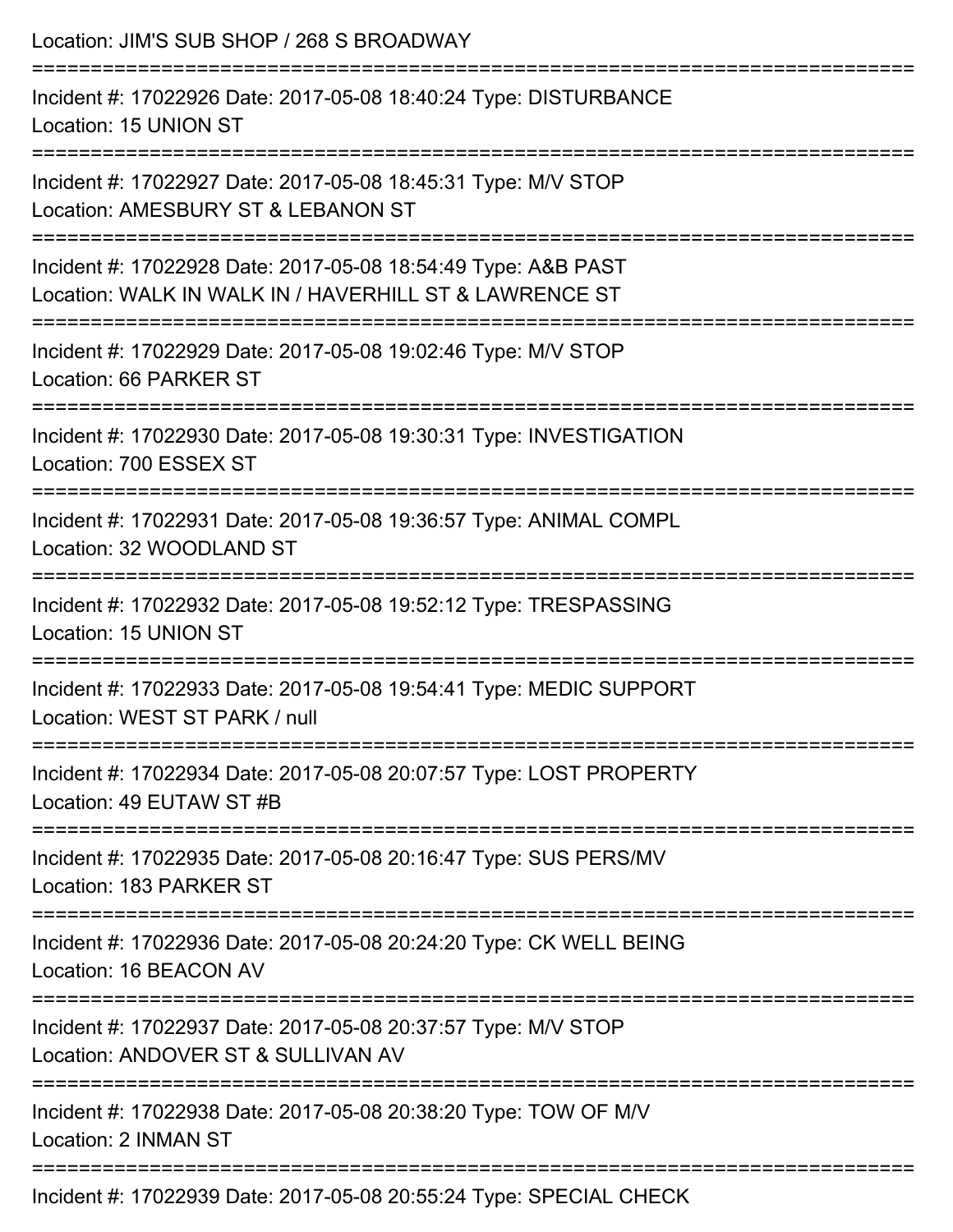Location: JIM'S SUB SHOP / 268 S BROADWAY

===========================================================================

Incident #: 17022926 Date: 2017-05-08 18:40:24 Type: DISTURBANCE
Location: 15 UNION ST

===========================================================================

Incident #: 17022927 Date: 2017-05-08 18:45:31 Type: M/V STOP
Location: AMESBURY ST & LEBANON ST

===========================================================================

Incident #: 17022928 Date: 2017-05-08 18:54:49 Type: A&B PAST
Location: WALK IN WALK IN / HAVERHILL ST & LAWRENCE ST

===========================================================================

Incident #: 17022929 Date: 2017-05-08 19:02:46 Type: M/V STOP
Location: 66 PARKER ST

===========================================================================

Incident #: 17022930 Date: 2017-05-08 19:30:31 Type: INVESTIGATION
Location: 700 ESSEX ST

===========================================================================

Incident #: 17022931 Date: 2017-05-08 19:36:57 Type: ANIMAL COMPL
Location: 32 WOODLAND ST

===========================================================================

Incident #: 17022932 Date: 2017-05-08 19:52:12 Type: TRESPASSING
Location: 15 UNION ST

===========================================================================

Incident #: 17022933 Date: 2017-05-08 19:54:41 Type: MEDIC SUPPORT
Location: WEST ST PARK / null

===========================================================================

Incident #: 17022934 Date: 2017-05-08 20:07:57 Type: LOST PROPERTY
Location: 49 EUTAW ST #B

===========================================================================

Incident #: 17022935 Date: 2017-05-08 20:16:47 Type: SUS PERS/MV
Location: 183 PARKER ST

===========================================================================

Incident #: 17022936 Date: 2017-05-08 20:24:20 Type: CK WELL BEING
Location: 16 BEACON AV

===========================================================================

Incident #: 17022937 Date: 2017-05-08 20:37:57 Type: M/V STOP
Location: ANDOVER ST & SULLIVAN AV

===========================================================================

Incident #: 17022938 Date: 2017-05-08 20:38:20 Type: TOW OF M/V
Location: 2 INMAN ST

===========================================================================

Incident #: 17022939 Date: 2017-05-08 20:55:24 Type: SPECIAL CHECK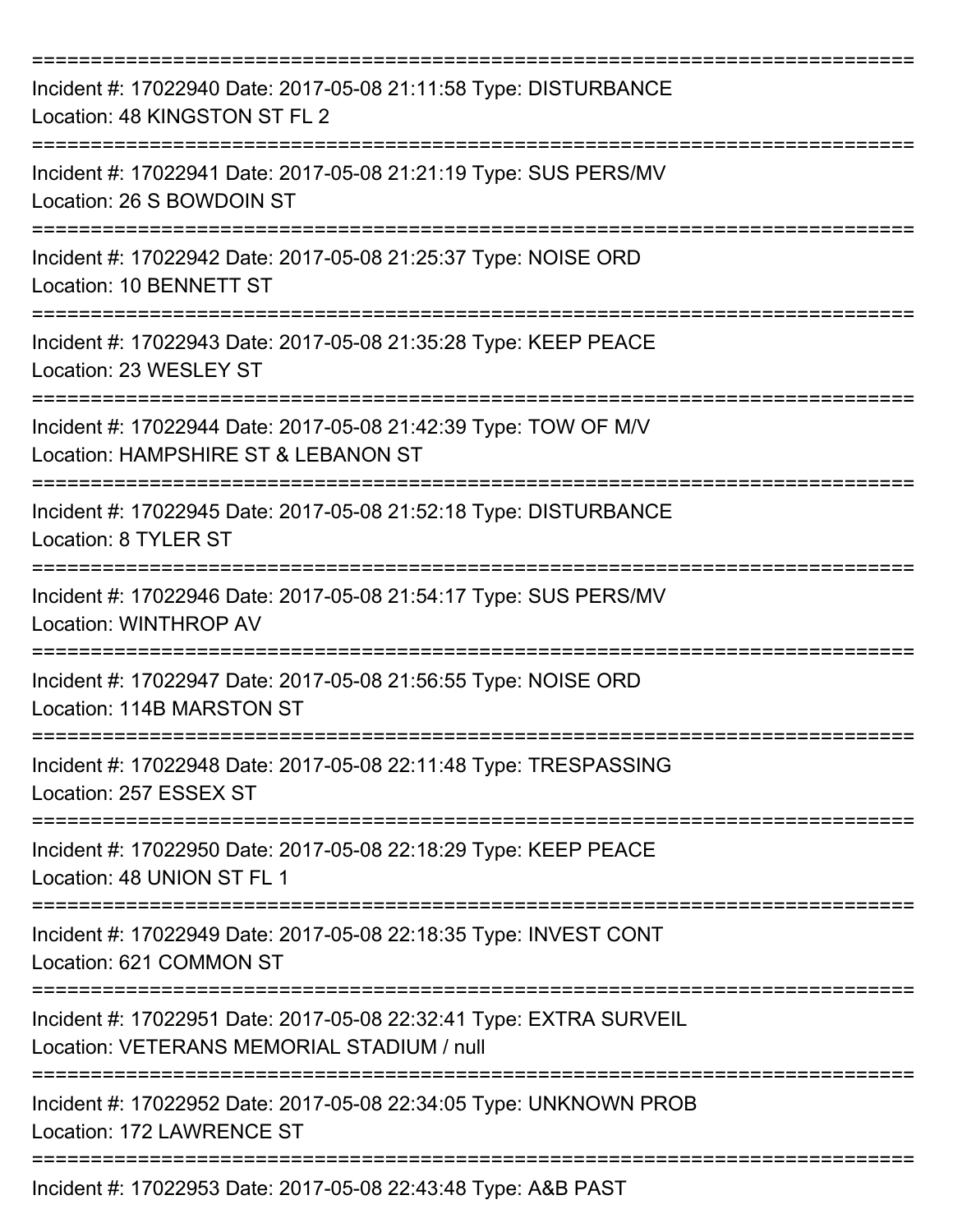===========================================================================

Incident #: 17022940 Date: 2017-05-08 21:11:58 Type: DISTURBANCE
Location: 48 KINGSTON ST FL 2

===========================================================================

Incident #: 17022941 Date: 2017-05-08 21:21:19 Type: SUS PERS/MV
Location: 26 S BOWDOIN ST

===========================================================================

Incident #: 17022942 Date: 2017-05-08 21:25:37 Type: NOISE ORD
Location: 10 BENNETT ST

===========================================================================

Incident #: 17022943 Date: 2017-05-08 21:35:28 Type: KEEP PEACE
Location: 23 WESLEY ST

===========================================================================

Incident #: 17022944 Date: 2017-05-08 21:42:39 Type: TOW OF M/V
Location: HAMPSHIRE ST & LEBANON ST

===========================================================================

Incident #: 17022945 Date: 2017-05-08 21:52:18 Type: DISTURBANCE
Location: 8 TYLER ST

===========================================================================

Incident #: 17022946 Date: 2017-05-08 21:54:17 Type: SUS PERS/MV
Location: WINTHROP AV

===========================================================================

Incident #: 17022947 Date: 2017-05-08 21:56:55 Type: NOISE ORD
Location: 114B MARSTON ST

===========================================================================

Incident #: 17022948 Date: 2017-05-08 22:11:48 Type: TRESPASSING
Location: 257 ESSEX ST

===========================================================================

Incident #: 17022950 Date: 2017-05-08 22:18:29 Type: KEEP PEACE
Location: 48 UNION ST FL 1

===========================================================================

Incident #: 17022949 Date: 2017-05-08 22:18:35 Type: INVEST CONT
Location: 621 COMMON ST

===========================================================================

Incident #: 17022951 Date: 2017-05-08 22:32:41 Type: EXTRA SURVEIL
Location: VETERANS MEMORIAL STADIUM / null

===========================================================================

Incident #: 17022952 Date: 2017-05-08 22:34:05 Type: UNKNOWN PROB
Location: 172 LAWRENCE ST

===========================================================================

Incident #: 17022953 Date: 2017-05-08 22:43:48 Type: A&B PAST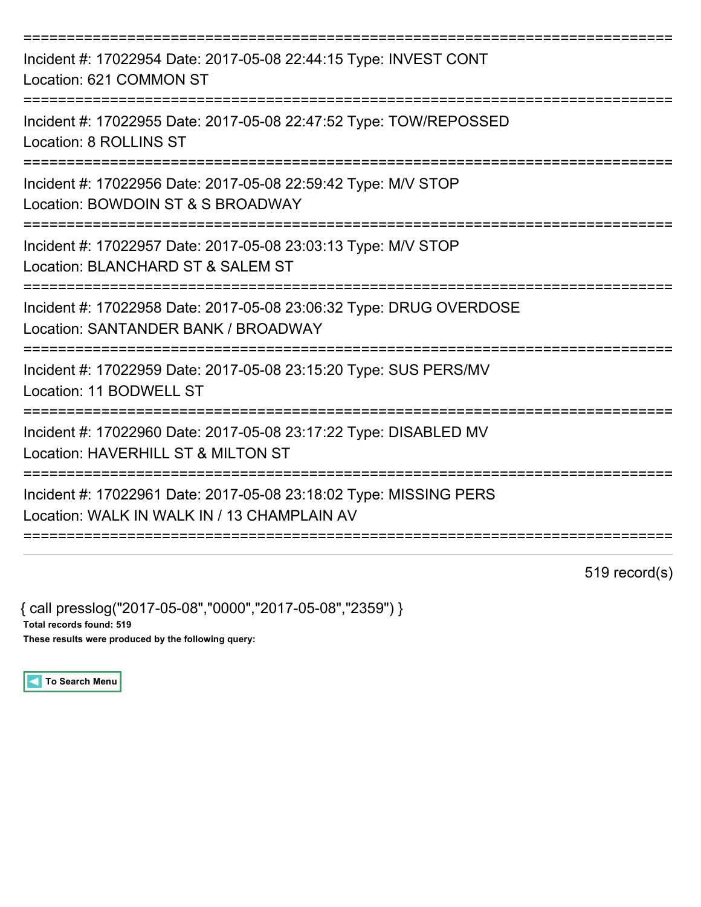===========================================================================

Incident #: 17022954 Date: 2017-05-08 22:44:15 Type: INVEST CONT
Location: 621 COMMON ST

===========================================================================

Incident #: 17022955 Date: 2017-05-08 22:47:52 Type: TOW/REPOSSED
Location: 8 ROLLINS ST

===========================================================================

Incident #: 17022956 Date: 2017-05-08 22:59:42 Type: M/V STOP
Location: BOWDOIN ST & S BROADWAY

===========================================================================

Incident #: 17022957 Date: 2017-05-08 23:03:13 Type: M/V STOP
Location: BLANCHARD ST & SALEM ST

===========================================================================

Incident #: 17022958 Date: 2017-05-08 23:06:32 Type: DRUG OVERDOSE
Location: SANTANDER BANK / BROADWAY

===========================================================================

Incident #: 17022959 Date: 2017-05-08 23:15:20 Type: SUS PERS/MV
Location: 11 BODWELL ST

===========================================================================

Incident #: 17022960 Date: 2017-05-08 23:17:22 Type: DISABLED MV
Location: HAVERHILL ST & MILTON ST

===========================================================================

Incident #: 17022961 Date: 2017-05-08 23:18:02 Type: MISSING PERS
Location: WALK IN WALK IN / 13 CHAMPLAIN AV

===========================================================================

519 record(s)

{ call presslog("2017-05-08","0000","2017-05-08","2359") }

**Total records found: 519**

**These results were produced by the following query:**

To Search Menu